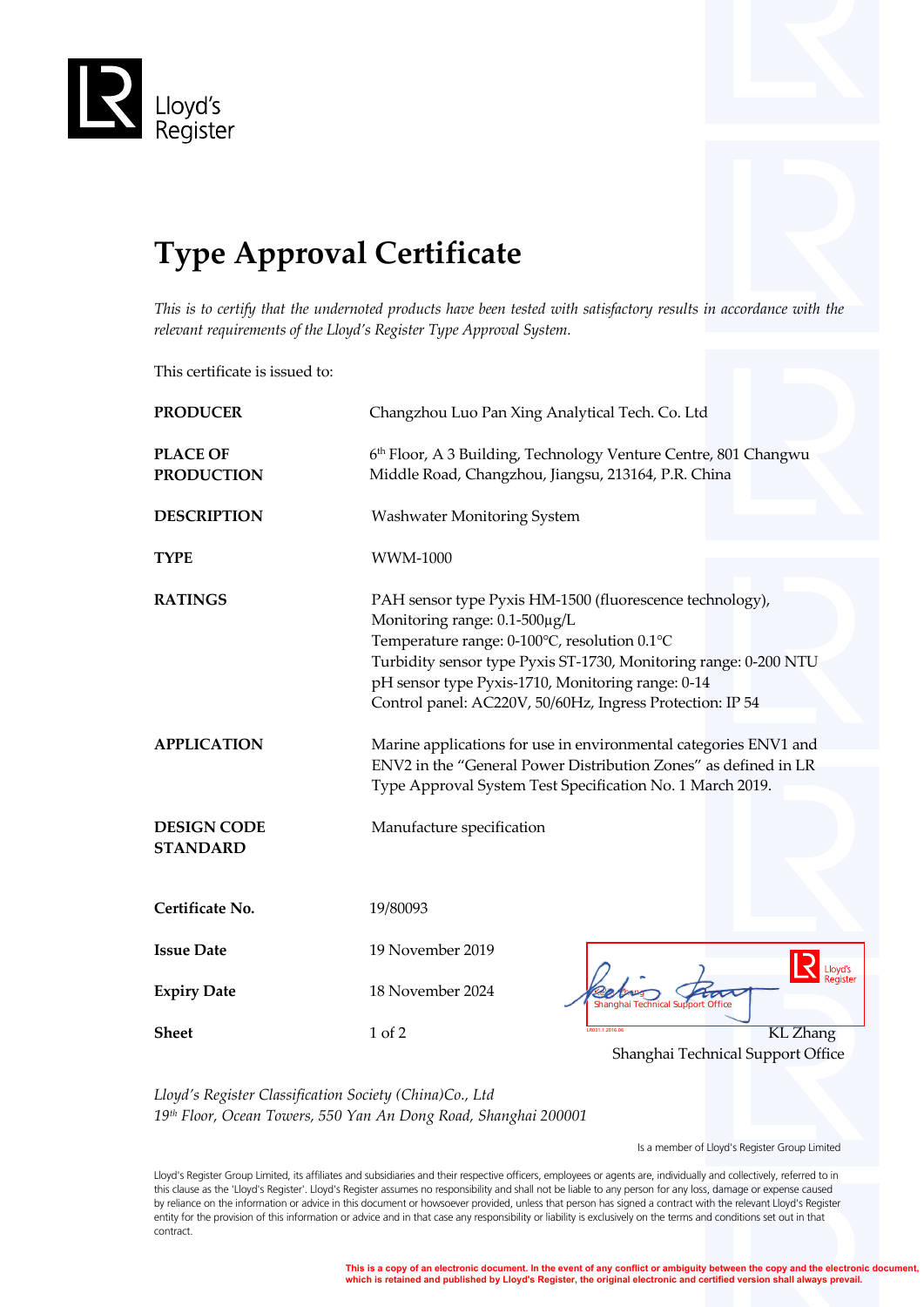Lloyd's Register

# Type Approval Certificate

*This is to certify that the undernoted products have been tested with satisfactory results in accordance with the relevant requirements of the Lloyd's Register Type Approval System.*

This certificate is issued to:

| | |
|---|---|
| **PRODUCER** | Changzhou Luo Pan Xing Analytical Tech. Co. Ltd |
| **PLACE OF PRODUCTION** | 6th Floor, A 3 Building, Technology Venture Centre, 801 Changwu Middle Road, Changzhou, Jiangsu, 213164, P.R. China |
| **DESCRIPTION** | Washwater Monitoring System |
| **TYPE** | WWM-1000 |
| **RATINGS** | PAH sensor type Pyxis HM-1500 (fluorescence technology),<br>Monitoring range: 0.1-500μg/L<br>Temperature range: 0-100°C, resolution 0.1°C<br>Turbidity sensor type Pyxis ST-1730, Monitoring range: 0-200 NTU<br>pH sensor type Pyxis-1710, Monitoring range: 0-14<br>Control panel: AC220V, 50/60Hz, Ingress Protection: IP 54 |
| **APPLICATION** | Marine applications for use in environmental categories ENV1 and ENV2 in the "General Power Distribution Zones" as defined in LR Type Approval System Test Specification No. 1 March 2019. |
| **DESIGN CODE STANDARD** | Manufacture specification |
| **Certificate No.** | 19/80093 |
| **Issue Date** | 19 November 2019 |
| **Expiry Date** | 18 November 2024 |
| **Sheet** | 1 of 2 |

Shanghai Technical Support Office

LR031.1.2016.06

KL Zhang
Shanghai Technical Support Office

*Lloyd's Register Classification Society (China)Co., Ltd*
*19th Floor, Ocean Towers, 550 Yan An Dong Road, Shanghai 200001*

Is a member of Lloyd's Register Group Limited

Lloyd's Register Group Limited, its affiliates and subsidiaries and their respective officers, employees or agents are, individually and collectively, referred to in this clause as the 'Lloyd's Register'. Lloyd's Register assumes no responsibility and shall not be liable to any person for any loss, damage or expense caused by reliance on the information or advice in this document or howsoever provided, unless that person has signed a contract with the relevant Lloyd's Register entity for the provision of this information or advice and in that case any responsibility or liability is exclusively on the terms and conditions set out in that contract.

**This is a copy of an electronic document. In the event of any conflict or ambiguity between the copy and the electronic document, which is retained and published by Lloyd's Register, the original electronic and certified version shall always prevail.**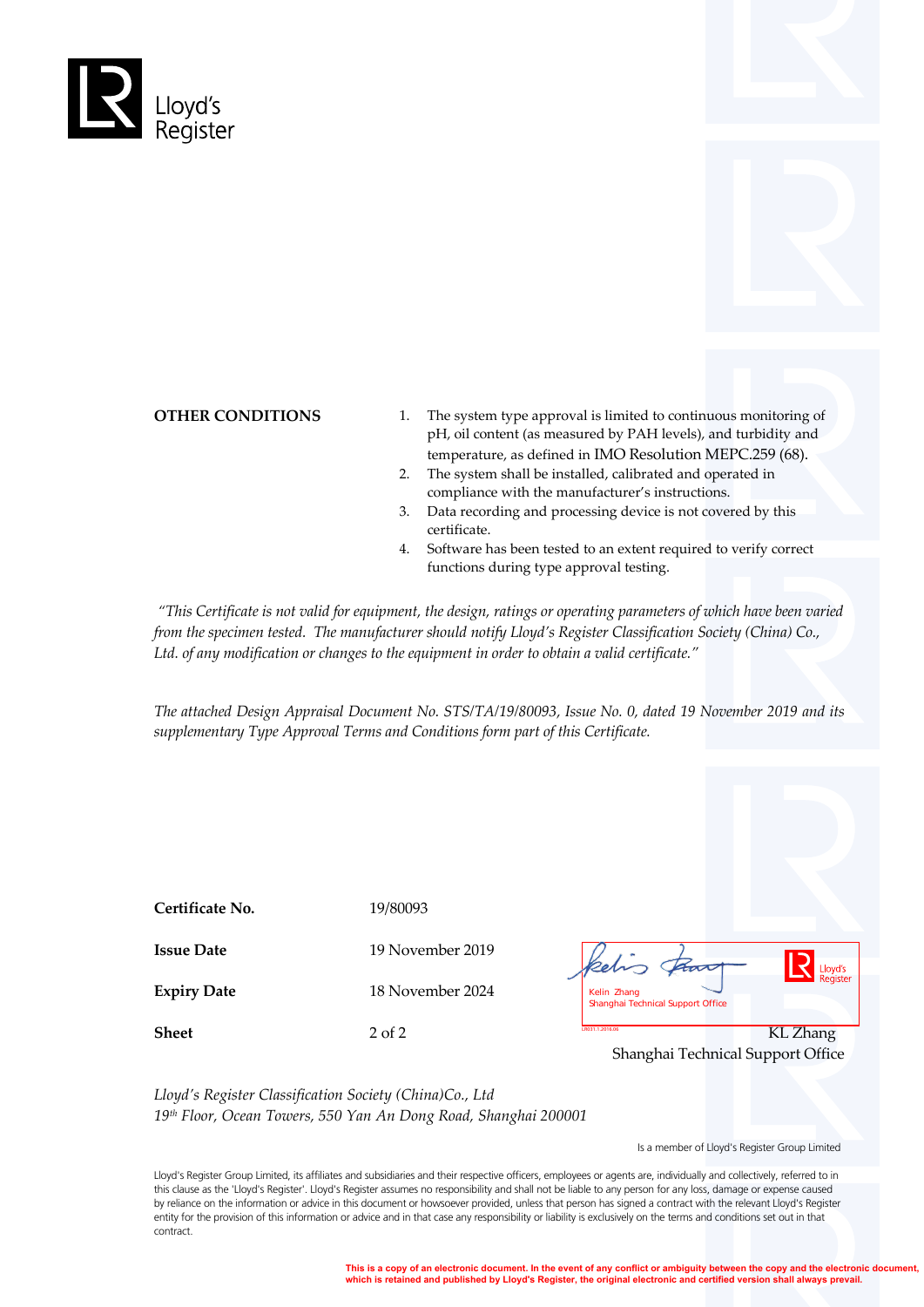Lloyd's Register

**OTHER CONDITIONS**

1. The system type approval is limited to continuous monitoring of pH, oil content (as measured by PAH levels), and turbidity and temperature, as defined in IMO Resolution MEPC.259 (68).
2. The system shall be installed, calibrated and operated in compliance with the manufacturer's instructions.
3. Data recording and processing device is not covered by this certificate.
4. Software has been tested to an extent required to verify correct functions during type approval testing.

*"This Certificate is not valid for equipment, the design, ratings or operating parameters of which have been varied from the specimen tested. The manufacturer should notify Lloyd's Register Classification Society (China) Co., Ltd. of any modification or changes to the equipment in order to obtain a valid certificate."*

*The attached Design Appraisal Document No. STS/TA/19/80093, Issue No. 0, dated 19 November 2019 and its supplementary Type Approval Terms and Conditions form part of this Certificate.*

| | |
|---|---|
| **Certificate No.** | 19/80093 |
| **Issue Date** | 19 November 2019 |
| **Expiry Date** | 18 November 2024 |
| **Sheet** | 2 of 2 |

Kelin Zhang
Shanghai Technical Support Office

KL Zhang
Shanghai Technical Support Office

*Lloyd's Register Classification Society (China)Co., Ltd*
*19th Floor, Ocean Towers, 550 Yan An Dong Road, Shanghai 200001*

Is a member of Lloyd's Register Group Limited

Lloyd's Register Group Limited, its affiliates and subsidiaries and their respective officers, employees or agents are, individually and collectively, referred to in this clause as the 'Lloyd's Register'. Lloyd's Register assumes no responsibility and shall not be liable to any person for any loss, damage or expense caused by reliance on the information or advice in this document or howsoever provided, unless that person has signed a contract with the relevant Lloyd's Register entity for the provision of this information or advice and in that case any responsibility or liability is exclusively on the terms and conditions set out in that contract.

**This is a copy of an electronic document. In the event of any conflict or ambiguity between the copy and the electronic document, which is retained and published by Lloyd's Register, the original electronic and certified version shall always prevail.**